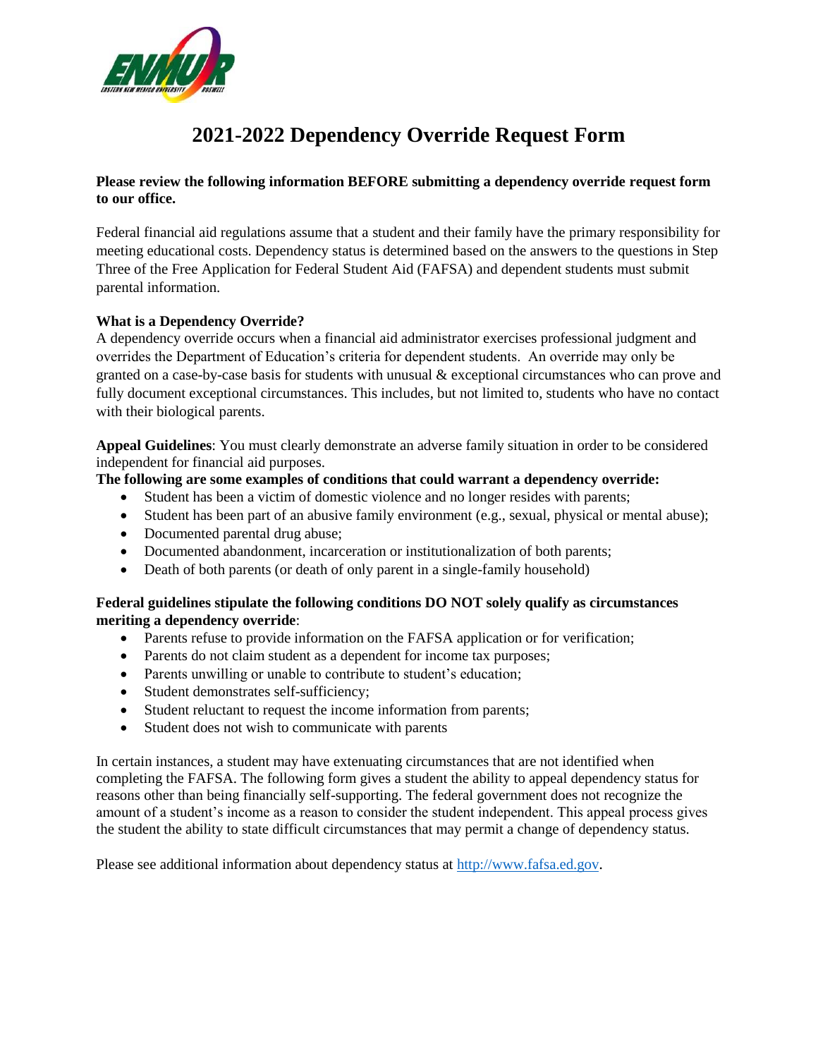# 2021-2022 Dependency Override Request Form

**Please review the following information BEFORE submitting a dependency override request form to our office.**

Federal financial aid regulations assume that a student and their family have the primary responsibility for meeting educational costs. Dependency status is determined based on the answers to the questions in Step Three of the Free Application for Federal Student Aid (FAFSA) and dependent students must submit parental information.

**What is a Dependency Override?**

A dependency override occurs when a financial aid administrator exercises professional judgment and overrides the Department of Education's criteria for dependent students. An override may only be granted on a case-by-case basis for students with unusual & exceptional circumstances who can prove and fully document exceptional circumstances. This includes, but not limited to, students who have no contact with their biological parents.

**Appeal Guidelines**: You must clearly demonstrate an adverse family situation in order to be considered independent for financial aid purposes.

**The following are some examples of conditions that could warrant a dependency override:**

- Student has been a victim of domestic violence and no longer resides with parents;
- Student has been part of an abusive family environment (e.g., sexual, physical or mental abuse);
- Documented parental drug abuse;
- Documented abandonment, incarceration or institutionalization of both parents;
- Death of both parents (or death of only parent in a single-family household)

**Federal guidelines stipulate the following conditions DO NOT solely qualify as circumstances meriting a dependency override**:

- Parents refuse to provide information on the FAFSA application or for verification;
- Parents do not claim student as a dependent for income tax purposes;
- Parents unwilling or unable to contribute to student's education;
- Student demonstrates self-sufficiency;
- Student reluctant to request the income information from parents;
- Student does not wish to communicate with parents

In certain instances, a student may have extenuating circumstances that are not identified when completing the FAFSA. The following form gives a student the ability to appeal dependency status for reasons other than being financially self-supporting. The federal government does not recognize the amount of a student's income as a reason to consider the student independent. This appeal process gives the student the ability to state difficult circumstances that may permit a change of dependency status.

Please see additional information about dependency status at http://www.fafsa.ed.gov.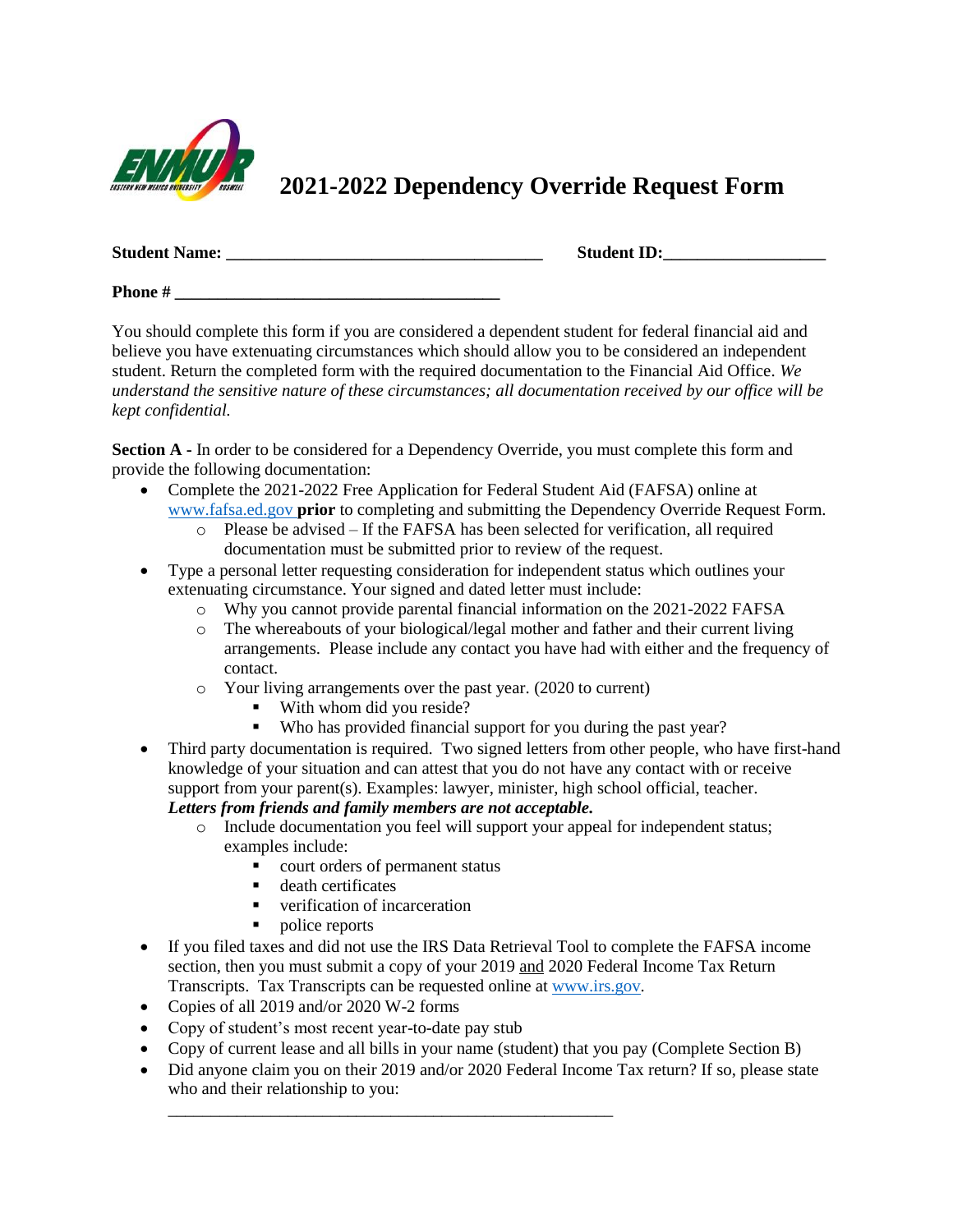# 2021-2022 Dependency Override Request Form

**Student Name:** ____________________________________ **Student ID:**__________________

**Phone #** _____________________________________

You should complete this form if you are considered a dependent student for federal financial aid and believe you have extenuating circumstances which should allow you to be considered an independent student. Return the completed form with the required documentation to the Financial Aid Office. *We understand the sensitive nature of these circumstances; all documentation received by our office will be kept confidential.*

**Section A -** In order to be considered for a Dependency Override, you must complete this form and provide the following documentation:

- Complete the 2021-2022 Free Application for Federal Student Aid (FAFSA) online at www.fafsa.ed.gov **prior** to completing and submitting the Dependency Override Request Form.
  - Please be advised – If the FAFSA has been selected for verification, all required documentation must be submitted prior to review of the request.
- Type a personal letter requesting consideration for independent status which outlines your extenuating circumstance. Your signed and dated letter must include:
  - Why you cannot provide parental financial information on the 2021-2022 FAFSA
  - The whereabouts of your biological/legal mother and father and their current living arrangements. Please include any contact you have had with either and the frequency of contact.
  - Your living arrangements over the past year. (2020 to current)
    - With whom did you reside?
    - Who has provided financial support for you during the past year?
- Third party documentation is required. Two signed letters from other people, who have first-hand knowledge of your situation and can attest that you do not have any contact with or receive support from your parent(s). Examples: lawyer, minister, high school official, teacher. ***Letters from friends and family members are not acceptable.***
  - Include documentation you feel will support your appeal for independent status; examples include:
    - court orders of permanent status
    - death certificates
    - verification of incarceration
    - police reports
- If you filed taxes and did not use the IRS Data Retrieval Tool to complete the FAFSA income section, then you must submit a copy of your 2019 <u>and</u> 2020 Federal Income Tax Return Transcripts. Tax Transcripts can be requested online at www.irs.gov.
- Copies of all 2019 and/or 2020 W-2 forms
- Copy of student's most recent year-to-date pay stub
- Copy of current lease and all bills in your name (student) that you pay (Complete Section B)
- Did anyone claim you on their 2019 and/or 2020 Federal Income Tax return? If so, please state who and their relationship to you:

  ______________________________________________________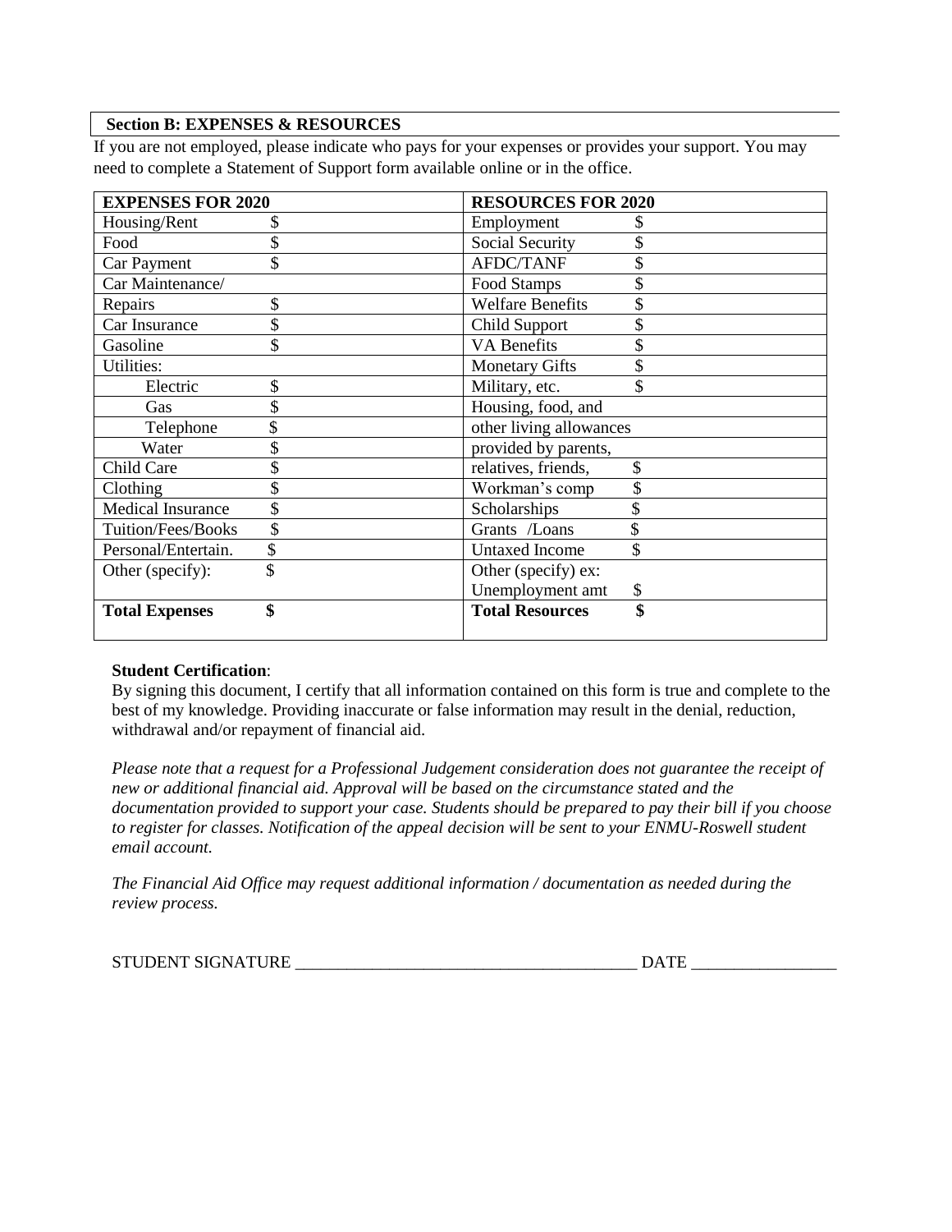**Section B: EXPENSES & RESOURCES**

If you are not employed, please indicate who pays for your expenses or provides your support. You may need to complete a Statement of Support form available online or in the office.

| **EXPENSES FOR 2020** | | **RESOURCES FOR 2020** | |
|---|---|---|---|
| Housing/Rent | $ | Employment | $ |
| Food | $ | Social Security | $ |
| Car Payment | $ | AFDC/TANF | $ |
| Car Maintenance/ | | Food Stamps | $ |
| Repairs | $ | Welfare Benefits | $ |
| Car Insurance | $ | Child Support | $ |
| Gasoline | $ | VA Benefits | $ |
| Utilities: | | Monetary Gifts | $ |
| Electric | $ | Military, etc. | $ |
| Gas | $ | Housing, food, and | |
| Telephone | $ | other living allowances | |
| Water | $ | provided by parents, | |
| Child Care | $ | relatives, friends, | $ |
| Clothing | $ | Workman's comp | $ |
| Medical Insurance | $ | Scholarships | $ |
| Tuition/Fees/Books | $ | Grants /Loans | $ |
| Personal/Entertain. | $ | Untaxed Income | $ |
| Other (specify): | $ | Other (specify) ex: Unemployment amt | $ |
| **Total Expenses** | **$** | **Total Resources** | **$** |

**Student Certification**:

By signing this document, I certify that all information contained on this form is true and complete to the best of my knowledge. Providing inaccurate or false information may result in the denial, reduction, withdrawal and/or repayment of financial aid.

*Please note that a request for a Professional Judgement consideration does not guarantee the receipt of new or additional financial aid. Approval will be based on the circumstance stated and the documentation provided to support your case. Students should be prepared to pay their bill if you choose to register for classes. Notification of the appeal decision will be sent to your ENMU-Roswell student email account.*

*The Financial Aid Office may request additional information / documentation as needed during the review process.*

STUDENT SIGNATURE ________________________________________ DATE _________________